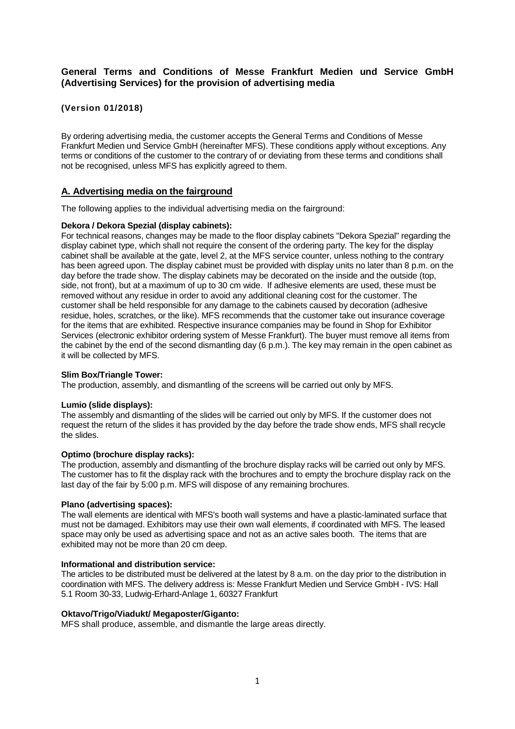# General Terms and Conditions of Messe Frankfurt Medien und Service GmbH (Advertising Services) for the provision of advertising media

**(Version 01/2018)**

By ordering advertising media, the customer accepts the General Terms and Conditions of Messe Frankfurt Medien und Service GmbH (hereinafter MFS). These conditions apply without exceptions. Any terms or conditions of the customer to the contrary of or deviating from these terms and conditions shall not be recognised, unless MFS has explicitly agreed to them.

## A. Advertising media on the fairground

The following applies to the individual advertising media on the fairground:

**Dekora / Dekora Spezial (display cabinets):**
For technical reasons, changes may be made to the floor display cabinets "Dekora Spezial" regarding the display cabinet type, which shall not require the consent of the ordering party. The key for the display cabinet shall be available at the gate, level 2, at the MFS service counter, unless nothing to the contrary has been agreed upon. The display cabinet must be provided with display units no later than 8 p.m. on the day before the trade show. The display cabinets may be decorated on the inside and the outside (top, side, not front), but at a maximum of up to 30 cm wide. If adhesive elements are used, these must be removed without any residue in order to avoid any additional cleaning cost for the customer. The customer shall be held responsible for any damage to the cabinets caused by decoration (adhesive residue, holes, scratches, or the like). MFS recommends that the customer take out insurance coverage for the items that are exhibited. Respective insurance companies may be found in Shop for Exhibitor Services (electronic exhibitor ordering system of Messe Frankfurt). The buyer must remove all items from the cabinet by the end of the second dismantling day (6 p.m.). The key may remain in the open cabinet as it will be collected by MFS.

**Slim Box/Triangle Tower:**
The production, assembly, and dismantling of the screens will be carried out only by MFS.

**Lumio (slide displays):**
The assembly and dismantling of the slides will be carried out only by MFS. If the customer does not request the return of the slides it has provided by the day before the trade show ends, MFS shall recycle the slides.

**Optimo (brochure display racks):**
The production, assembly and dismantling of the brochure display racks will be carried out only by MFS. The customer has to fit the display rack with the brochures and to empty the brochure display rack on the last day of the fair by 5:00 p.m. MFS will dispose of any remaining brochures.

**Plano (advertising spaces):**
The wall elements are identical with MFS's booth wall systems and have a plastic-laminated surface that must not be damaged. Exhibitors may use their own wall elements, if coordinated with MFS. The leased space may only be used as advertising space and not as an active sales booth. The items that are exhibited may not be more than 20 cm deep.

**Informational and distribution service:**
The articles to be distributed must be delivered at the latest by 8 a.m. on the day prior to the distribution in coordination with MFS. The delivery address is: Messe Frankfurt Medien und Service GmbH - IVS: Hall 5.1 Room 30-33, Ludwig-Erhard-Anlage 1, 60327 Frankfurt

**Oktavo/Trigo/Viadukt/ Megaposter/Giganto:**
MFS shall produce, assemble, and dismantle the large areas directly.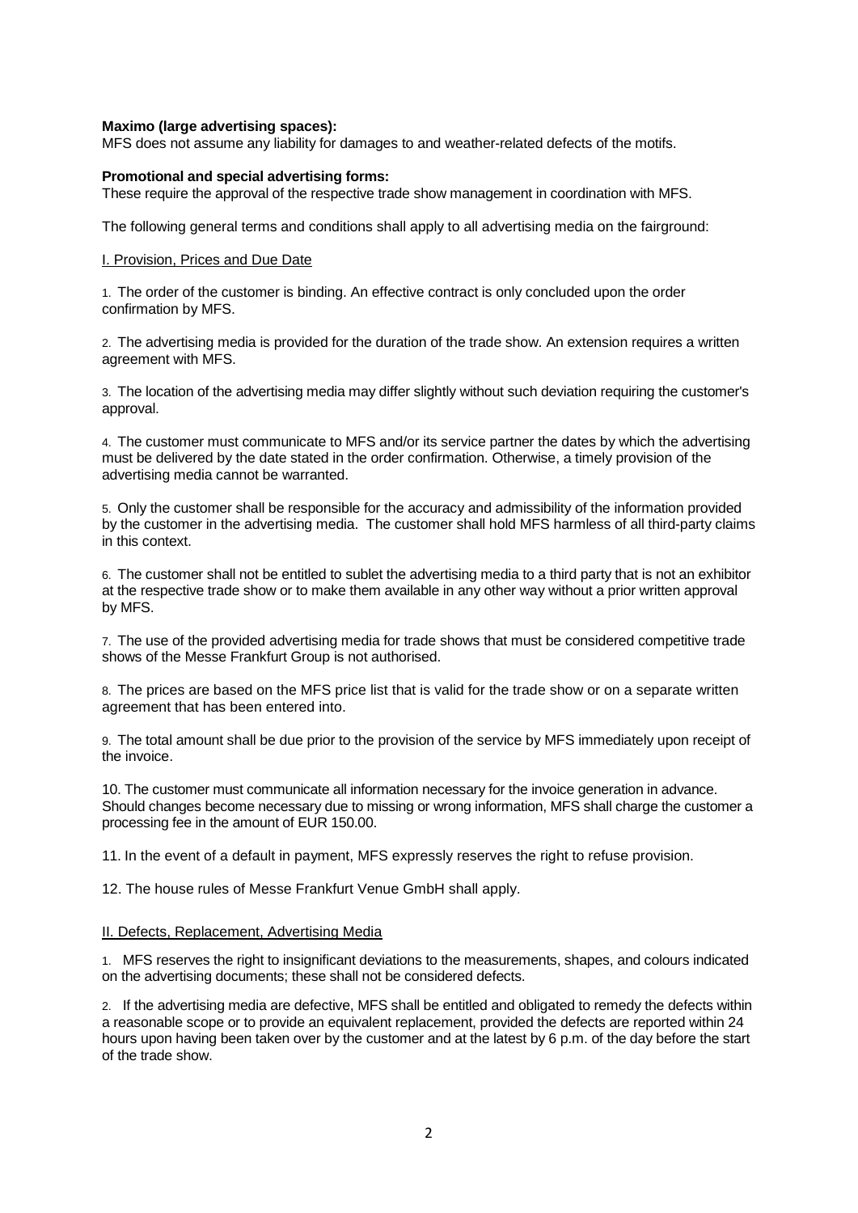**Maximo (large advertising spaces):**
MFS does not assume any liability for damages to and weather-related defects of the motifs.

**Promotional and special advertising forms:**
These require the approval of the respective trade show management in coordination with MFS.

The following general terms and conditions shall apply to all advertising media on the fairground:

I. Provision, Prices and Due Date

1. The order of the customer is binding. An effective contract is only concluded upon the order confirmation by MFS.

2. The advertising media is provided for the duration of the trade show. An extension requires a written agreement with MFS.

3. The location of the advertising media may differ slightly without such deviation requiring the customer's approval.

4. The customer must communicate to MFS and/or its service partner the dates by which the advertising must be delivered by the date stated in the order confirmation. Otherwise, a timely provision of the advertising media cannot be warranted.

5. Only the customer shall be responsible for the accuracy and admissibility of the information provided by the customer in the advertising media. The customer shall hold MFS harmless of all third-party claims in this context.

6. The customer shall not be entitled to sublet the advertising media to a third party that is not an exhibitor at the respective trade show or to make them available in any other way without a prior written approval by MFS.

7. The use of the provided advertising media for trade shows that must be considered competitive trade shows of the Messe Frankfurt Group is not authorised.

8. The prices are based on the MFS price list that is valid for the trade show or on a separate written agreement that has been entered into.

9. The total amount shall be due prior to the provision of the service by MFS immediately upon receipt of the invoice.

10. The customer must communicate all information necessary for the invoice generation in advance. Should changes become necessary due to missing or wrong information, MFS shall charge the customer a processing fee in the amount of EUR 150.00.

11. In the event of a default in payment, MFS expressly reserves the right to refuse provision.

12. The house rules of Messe Frankfurt Venue GmbH shall apply.

II. Defects, Replacement, Advertising Media

1. MFS reserves the right to insignificant deviations to the measurements, shapes, and colours indicated on the advertising documents; these shall not be considered defects.

2. If the advertising media are defective, MFS shall be entitled and obligated to remedy the defects within a reasonable scope or to provide an equivalent replacement, provided the defects are reported within 24 hours upon having been taken over by the customer and at the latest by 6 p.m. of the day before the start of the trade show.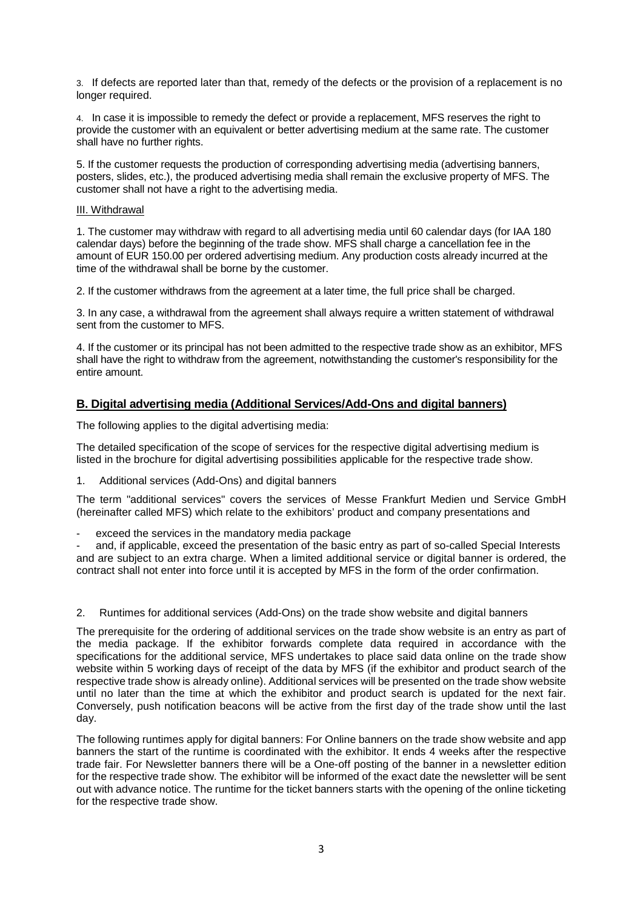3. If defects are reported later than that, remedy of the defects or the provision of a replacement is no longer required.

4. In case it is impossible to remedy the defect or provide a replacement, MFS reserves the right to provide the customer with an equivalent or better advertising medium at the same rate. The customer shall have no further rights.

5. If the customer requests the production of corresponding advertising media (advertising banners, posters, slides, etc.), the produced advertising media shall remain the exclusive property of MFS. The customer shall not have a right to the advertising media.

III. Withdrawal

1. The customer may withdraw with regard to all advertising media until 60 calendar days (for IAA 180 calendar days) before the beginning of the trade show. MFS shall charge a cancellation fee in the amount of EUR 150.00 per ordered advertising medium. Any production costs already incurred at the time of the withdrawal shall be borne by the customer.

2. If the customer withdraws from the agreement at a later time, the full price shall be charged.

3. In any case, a withdrawal from the agreement shall always require a written statement of withdrawal sent from the customer to MFS.

4. If the customer or its principal has not been admitted to the respective trade show as an exhibitor, MFS shall have the right to withdraw from the agreement, notwithstanding the customer's responsibility for the entire amount.

## B. Digital advertising media (Additional Services/Add-Ons and digital banners)

The following applies to the digital advertising media:

The detailed specification of the scope of services for the respective digital advertising medium is listed in the brochure for digital advertising possibilities applicable for the respective trade show.

1. Additional services (Add-Ons) and digital banners

The term "additional services" covers the services of Messe Frankfurt Medien und Service GmbH (hereinafter called MFS) which relate to the exhibitors' product and company presentations and

- exceed the services in the mandatory media package
- and, if applicable, exceed the presentation of the basic entry as part of so-called Special Interests and are subject to an extra charge. When a limited additional service or digital banner is ordered, the contract shall not enter into force until it is accepted by MFS in the form of the order confirmation.

2. Runtimes for additional services (Add-Ons) on the trade show website and digital banners

The prerequisite for the ordering of additional services on the trade show website is an entry as part of the media package. If the exhibitor forwards complete data required in accordance with the specifications for the additional service, MFS undertakes to place said data online on the trade show website within 5 working days of receipt of the data by MFS (if the exhibitor and product search of the respective trade show is already online). Additional services will be presented on the trade show website until no later than the time at which the exhibitor and product search is updated for the next fair. Conversely, push notification beacons will be active from the first day of the trade show until the last day.

The following runtimes apply for digital banners: For Online banners on the trade show website and app banners the start of the runtime is coordinated with the exhibitor. It ends 4 weeks after the respective trade fair. For Newsletter banners there will be a One-off posting of the banner in a newsletter edition for the respective trade show. The exhibitor will be informed of the exact date the newsletter will be sent out with advance notice. The runtime for the ticket banners starts with the opening of the online ticketing for the respective trade show.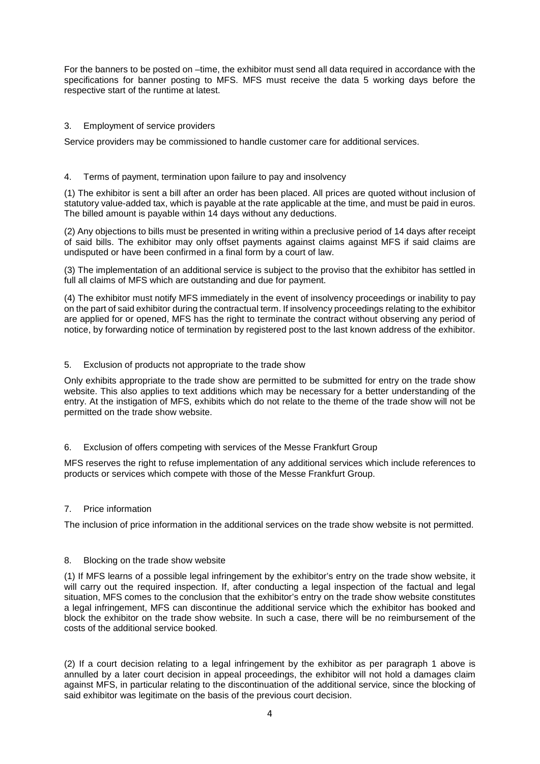For the banners to be posted on –time, the exhibitor must send all data required in accordance with the specifications for banner posting to MFS. MFS must receive the data 5 working days before the respective start of the runtime at latest.

3. Employment of service providers

Service providers may be commissioned to handle customer care for additional services.

4. Terms of payment, termination upon failure to pay and insolvency

(1) The exhibitor is sent a bill after an order has been placed. All prices are quoted without inclusion of statutory value-added tax, which is payable at the rate applicable at the time, and must be paid in euros. The billed amount is payable within 14 days without any deductions.

(2) Any objections to bills must be presented in writing within a preclusive period of 14 days after receipt of said bills. The exhibitor may only offset payments against claims against MFS if said claims are undisputed or have been confirmed in a final form by a court of law.

(3) The implementation of an additional service is subject to the proviso that the exhibitor has settled in full all claims of MFS which are outstanding and due for payment.

(4) The exhibitor must notify MFS immediately in the event of insolvency proceedings or inability to pay on the part of said exhibitor during the contractual term. If insolvency proceedings relating to the exhibitor are applied for or opened, MFS has the right to terminate the contract without observing any period of notice, by forwarding notice of termination by registered post to the last known address of the exhibitor.

5. Exclusion of products not appropriate to the trade show

Only exhibits appropriate to the trade show are permitted to be submitted for entry on the trade show website. This also applies to text additions which may be necessary for a better understanding of the entry. At the instigation of MFS, exhibits which do not relate to the theme of the trade show will not be permitted on the trade show website.

6. Exclusion of offers competing with services of the Messe Frankfurt Group

MFS reserves the right to refuse implementation of any additional services which include references to products or services which compete with those of the Messe Frankfurt Group.

7. Price information

The inclusion of price information in the additional services on the trade show website is not permitted.

8. Blocking on the trade show website

(1) If MFS learns of a possible legal infringement by the exhibitor's entry on the trade show website, it will carry out the required inspection. If, after conducting a legal inspection of the factual and legal situation, MFS comes to the conclusion that the exhibitor's entry on the trade show website constitutes a legal infringement, MFS can discontinue the additional service which the exhibitor has booked and block the exhibitor on the trade show website. In such a case, there will be no reimbursement of the costs of the additional service booked.

(2) If a court decision relating to a legal infringement by the exhibitor as per paragraph 1 above is annulled by a later court decision in appeal proceedings, the exhibitor will not hold a damages claim against MFS, in particular relating to the discontinuation of the additional service, since the blocking of said exhibitor was legitimate on the basis of the previous court decision.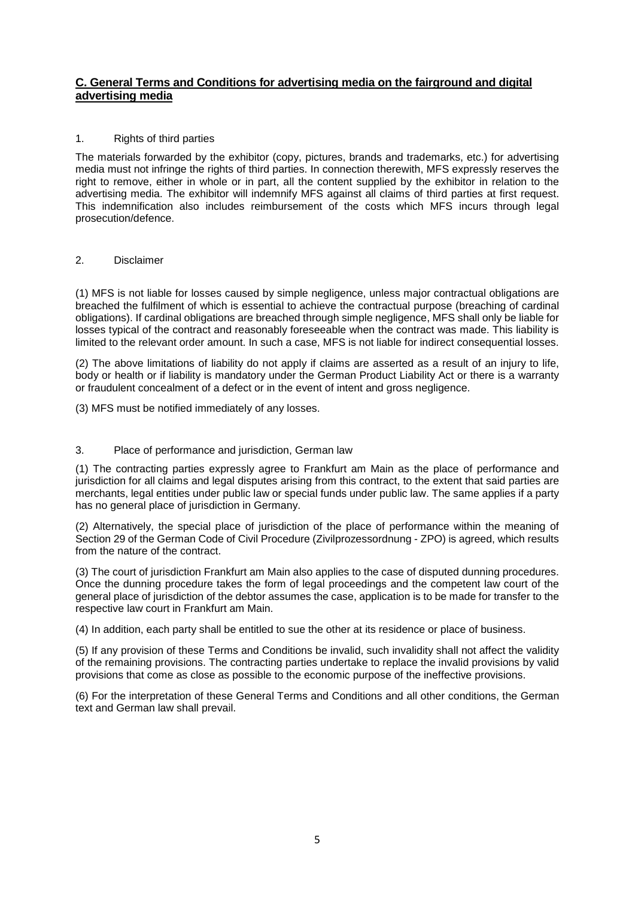## C. General Terms and Conditions for advertising media on the fairground and digital advertising media

### 1. Rights of third parties

The materials forwarded by the exhibitor (copy, pictures, brands and trademarks, etc.) for advertising media must not infringe the rights of third parties. In connection therewith, MFS expressly reserves the right to remove, either in whole or in part, all the content supplied by the exhibitor in relation to the advertising media. The exhibitor will indemnify MFS against all claims of third parties at first request. This indemnification also includes reimbursement of the costs which MFS incurs through legal prosecution/defence.

### 2. Disclaimer

(1) MFS is not liable for losses caused by simple negligence, unless major contractual obligations are breached the fulfilment of which is essential to achieve the contractual purpose (breaching of cardinal obligations). If cardinal obligations are breached through simple negligence, MFS shall only be liable for losses typical of the contract and reasonably foreseeable when the contract was made. This liability is limited to the relevant order amount. In such a case, MFS is not liable for indirect consequential losses.

(2) The above limitations of liability do not apply if claims are asserted as a result of an injury to life, body or health or if liability is mandatory under the German Product Liability Act or there is a warranty or fraudulent concealment of a defect or in the event of intent and gross negligence.

(3) MFS must be notified immediately of any losses.

### 3. Place of performance and jurisdiction, German law

(1) The contracting parties expressly agree to Frankfurt am Main as the place of performance and jurisdiction for all claims and legal disputes arising from this contract, to the extent that said parties are merchants, legal entities under public law or special funds under public law. The same applies if a party has no general place of jurisdiction in Germany.

(2) Alternatively, the special place of jurisdiction of the place of performance within the meaning of Section 29 of the German Code of Civil Procedure (Zivilprozessordnung - ZPO) is agreed, which results from the nature of the contract.

(3) The court of jurisdiction Frankfurt am Main also applies to the case of disputed dunning procedures. Once the dunning procedure takes the form of legal proceedings and the competent law court of the general place of jurisdiction of the debtor assumes the case, application is to be made for transfer to the respective law court in Frankfurt am Main.

(4) In addition, each party shall be entitled to sue the other at its residence or place of business.

(5) If any provision of these Terms and Conditions be invalid, such invalidity shall not affect the validity of the remaining provisions. The contracting parties undertake to replace the invalid provisions by valid provisions that come as close as possible to the economic purpose of the ineffective provisions.

(6) For the interpretation of these General Terms and Conditions and all other conditions, the German text and German law shall prevail.